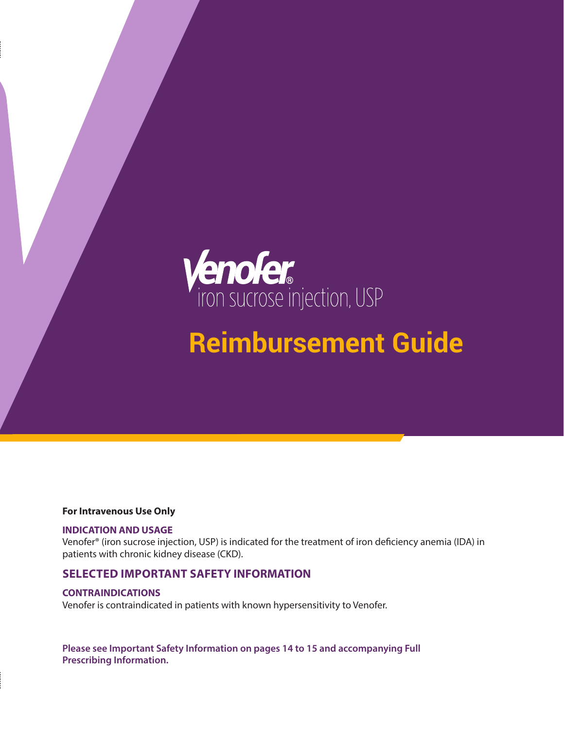# Venofer®

iron sucrose injection, USP

# Reimbursement Guide

**For Intravenous Use Only**

**INDICATION AND USAGE**

Venofer® (iron sucrose injection, USP) is indicated for the treatment of iron deficiency anemia (IDA) in patients with chronic kidney disease (CKD).

## SELECTED IMPORTANT SAFETY INFORMATION

**CONTRAINDICATIONS**

Venofer is contraindicated in patients with known hypersensitivity to Venofer.

**Please see Important Safety Information on pages 14 to 15 and accompanying Full Prescribing Information.**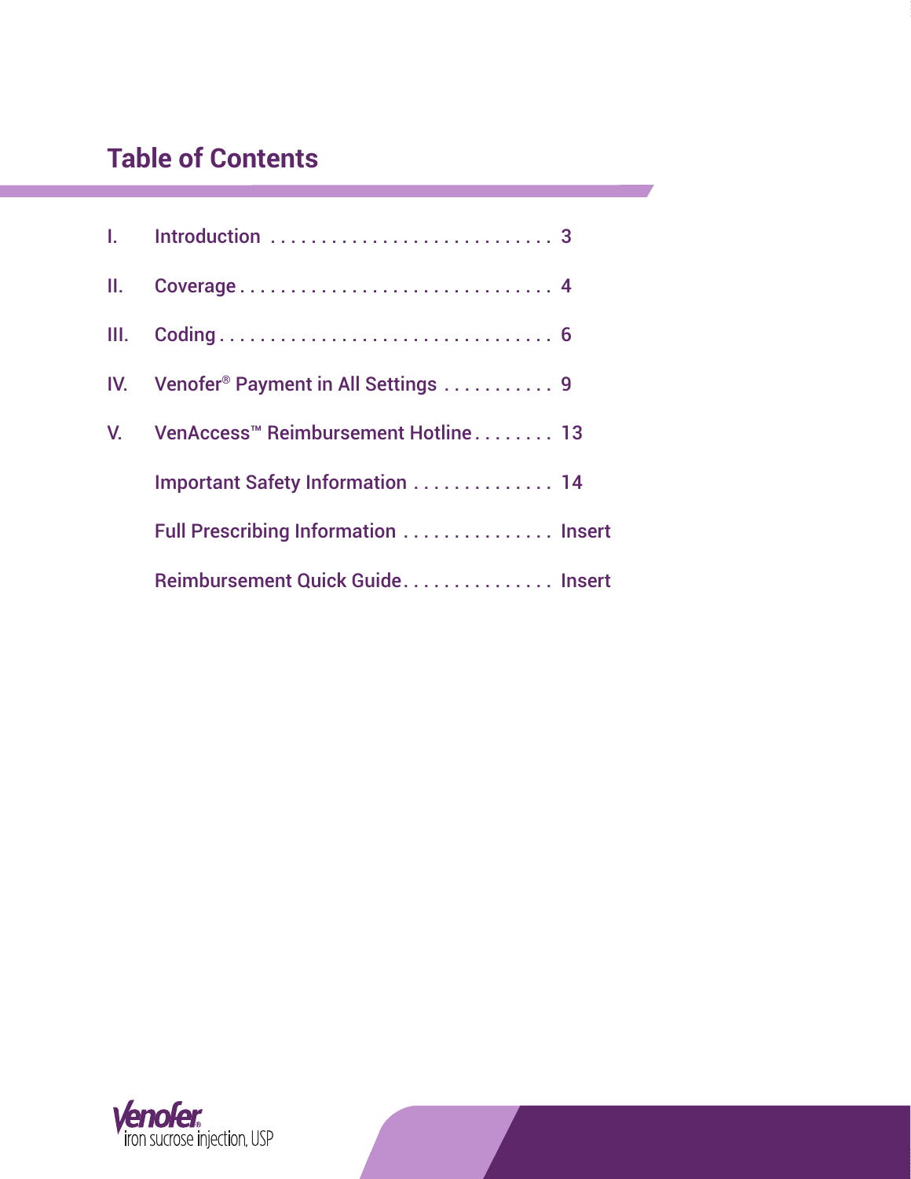# Table of Contents

| | Section | Page |
|---|---|---|
| I. | Introduction | 3 |
| II. | Coverage | 4 |
| III. | Coding | 6 |
| IV. | Venofer® Payment in All Settings | 9 |
| V. | VenAccess™ Reimbursement Hotline | 13 |
| | Important Safety Information | 14 |
| | Full Prescribing Information | Insert |
| | Reimbursement Quick Guide | Insert |

Venofer® iron sucrose injection, USP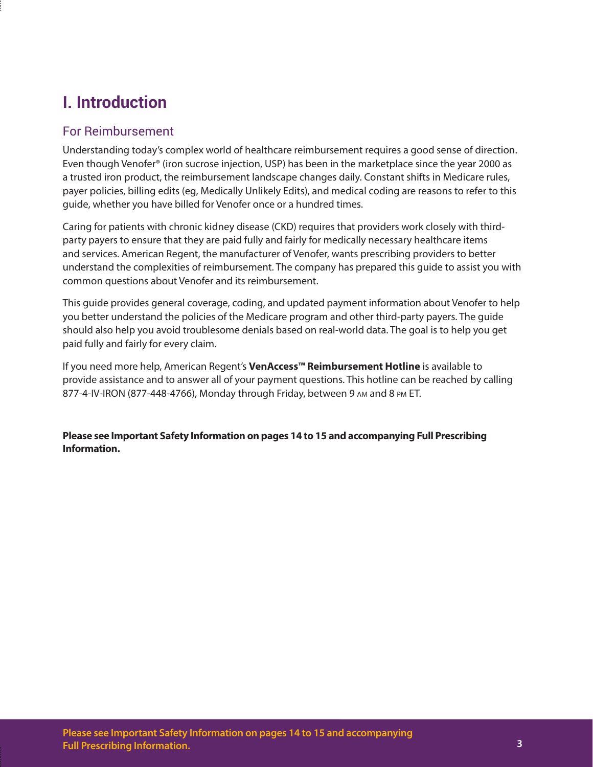# I. Introduction

## For Reimbursement

Understanding today's complex world of healthcare reimbursement requires a good sense of direction. Even though Venofer® (iron sucrose injection, USP) has been in the marketplace since the year 2000 as a trusted iron product, the reimbursement landscape changes daily. Constant shifts in Medicare rules, payer policies, billing edits (eg, Medically Unlikely Edits), and medical coding are reasons to refer to this guide, whether you have billed for Venofer once or a hundred times.

Caring for patients with chronic kidney disease (CKD) requires that providers work closely with third-party payers to ensure that they are paid fully and fairly for medically necessary healthcare items and services. American Regent, the manufacturer of Venofer, wants prescribing providers to better understand the complexities of reimbursement. The company has prepared this guide to assist you with common questions about Venofer and its reimbursement.

This guide provides general coverage, coding, and updated payment information about Venofer to help you better understand the policies of the Medicare program and other third-party payers. The guide should also help you avoid troublesome denials based on real-world data. The goal is to help you get paid fully and fairly for every claim.

If you need more help, American Regent's **VenAccess™ Reimbursement Hotline** is available to provide assistance and to answer all of your payment questions. This hotline can be reached by calling 877-4-IV-IRON (877-448-4766), Monday through Friday, between 9 AM and 8 PM ET.

**Please see Important Safety Information on pages 14 to 15 and accompanying Full Prescribing Information.**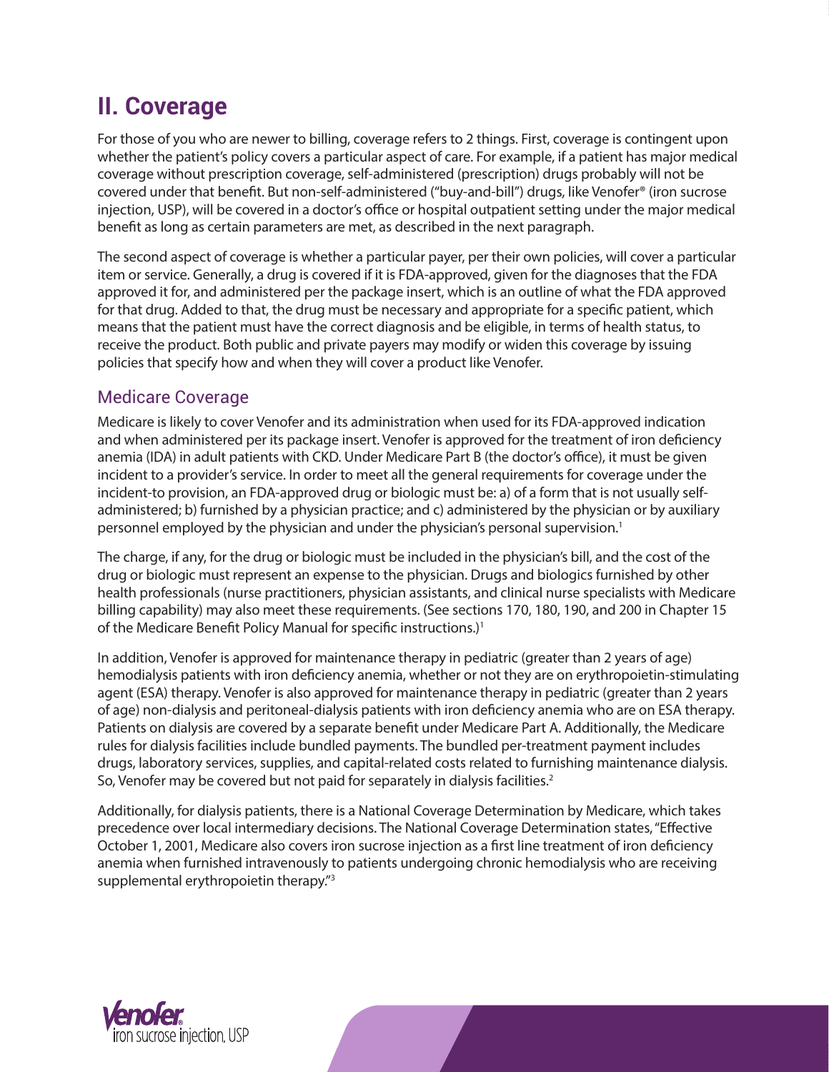## II. Coverage

For those of you who are newer to billing, coverage refers to 2 things. First, coverage is contingent upon whether the patient's policy covers a particular aspect of care. For example, if a patient has major medical coverage without prescription coverage, self-administered (prescription) drugs probably will not be covered under that benefit. But non-self-administered ("buy-and-bill") drugs, like Venofer® (iron sucrose injection, USP), will be covered in a doctor's office or hospital outpatient setting under the major medical benefit as long as certain parameters are met, as described in the next paragraph.

The second aspect of coverage is whether a particular payer, per their own policies, will cover a particular item or service. Generally, a drug is covered if it is FDA-approved, given for the diagnoses that the FDA approved it for, and administered per the package insert, which is an outline of what the FDA approved for that drug. Added to that, the drug must be necessary and appropriate for a specific patient, which means that the patient must have the correct diagnosis and be eligible, in terms of health status, to receive the product. Both public and private payers may modify or widen this coverage by issuing policies that specify how and when they will cover a product like Venofer.

### Medicare Coverage

Medicare is likely to cover Venofer and its administration when used for its FDA-approved indication and when administered per its package insert. Venofer is approved for the treatment of iron deficiency anemia (IDA) in adult patients with CKD. Under Medicare Part B (the doctor's office), it must be given incident to a provider's service. In order to meet all the general requirements for coverage under the incident-to provision, an FDA-approved drug or biologic must be: a) of a form that is not usually self-administered; b) furnished by a physician practice; and c) administered by the physician or by auxiliary personnel employed by the physician and under the physician's personal supervision.[1]

The charge, if any, for the drug or biologic must be included in the physician's bill, and the cost of the drug or biologic must represent an expense to the physician. Drugs and biologics furnished by other health professionals (nurse practitioners, physician assistants, and clinical nurse specialists with Medicare billing capability) may also meet these requirements. (See sections 170, 180, 190, and 200 in Chapter 15 of the Medicare Benefit Policy Manual for specific instructions.)[1]

In addition, Venofer is approved for maintenance therapy in pediatric (greater than 2 years of age) hemodialysis patients with iron deficiency anemia, whether or not they are on erythropoietin-stimulating agent (ESA) therapy. Venofer is also approved for maintenance therapy in pediatric (greater than 2 years of age) non-dialysis and peritoneal-dialysis patients with iron deficiency anemia who are on ESA therapy. Patients on dialysis are covered by a separate benefit under Medicare Part A. Additionally, the Medicare rules for dialysis facilities include bundled payments. The bundled per-treatment payment includes drugs, laboratory services, supplies, and capital-related costs related to furnishing maintenance dialysis. So, Venofer may be covered but not paid for separately in dialysis facilities.[2]

Additionally, for dialysis patients, there is a National Coverage Determination by Medicare, which takes precedence over local intermediary decisions. The National Coverage Determination states, "Effective October 1, 2001, Medicare also covers iron sucrose injection as a first line treatment of iron deficiency anemia when furnished intravenously to patients undergoing chronic hemodialysis who are receiving supplemental erythropoietin therapy."[3]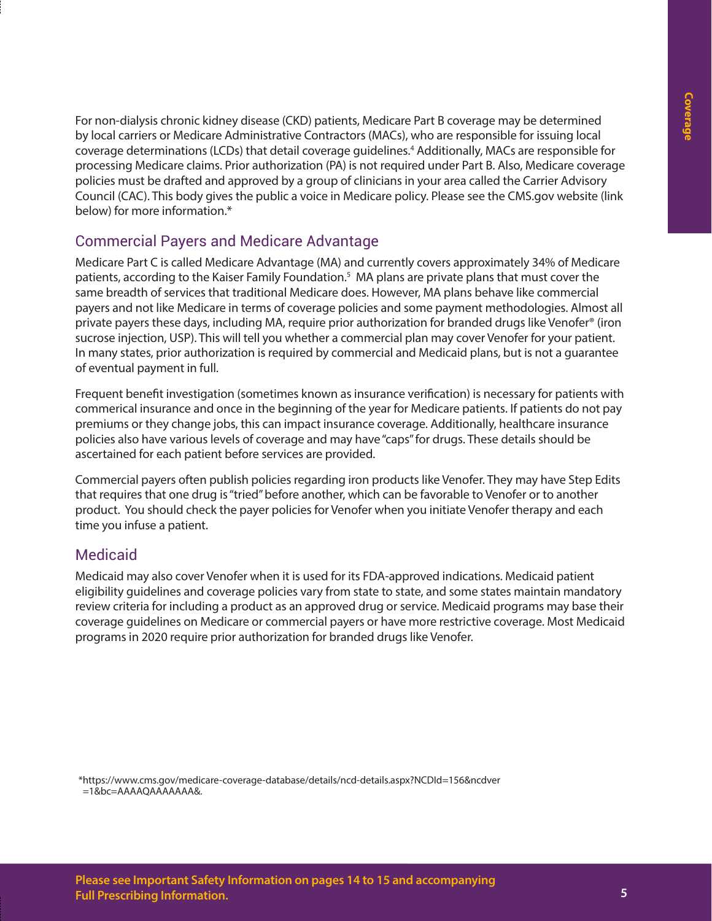For non-dialysis chronic kidney disease (CKD) patients, Medicare Part B coverage may be determined by local carriers or Medicare Administrative Contractors (MACs), who are responsible for issuing local coverage determinations (LCDs) that detail coverage guidelines.[4] Additionally, MACs are responsible for processing Medicare claims. Prior authorization (PA) is not required under Part B. Also, Medicare coverage policies must be drafted and approved by a group of clinicians in your area called the Carrier Advisory Council (CAC). This body gives the public a voice in Medicare policy. Please see the CMS.gov website (link below) for more information.*

## Commercial Payers and Medicare Advantage

Medicare Part C is called Medicare Advantage (MA) and currently covers approximately 34% of Medicare patients, according to the Kaiser Family Foundation.[5] MA plans are private plans that must cover the same breadth of services that traditional Medicare does. However, MA plans behave like commercial payers and not like Medicare in terms of coverage policies and some payment methodologies. Almost all private payers these days, including MA, require prior authorization for branded drugs like Venofer® (iron sucrose injection, USP). This will tell you whether a commercial plan may cover Venofer for your patient. In many states, prior authorization is required by commercial and Medicaid plans, but is not a guarantee of eventual payment in full.

Frequent benefit investigation (sometimes known as insurance verification) is necessary for patients with commerical insurance and once in the beginning of the year for Medicare patients. If patients do not pay premiums or they change jobs, this can impact insurance coverage. Additionally, healthcare insurance policies also have various levels of coverage and may have "caps" for drugs. These details should be ascertained for each patient before services are provided.

Commercial payers often publish policies regarding iron products like Venofer. They may have Step Edits that requires that one drug is "tried" before another, which can be favorable to Venofer or to another product. You should check the payer policies for Venofer when you initiate Venofer therapy and each time you infuse a patient.

## Medicaid

Medicaid may also cover Venofer when it is used for its FDA-approved indications. Medicaid patient eligibility guidelines and coverage policies vary from state to state, and some states maintain mandatory review criteria for including a product as an approved drug or service. Medicaid programs may base their coverage guidelines on Medicare or commercial payers or have more restrictive coverage. Most Medicaid programs in 2020 require prior authorization for branded drugs like Venofer.

*https://www.cms.gov/medicare-coverage-database/details/ncd-details.aspx?NCDId=156&ncdver=1&bc=AAAAQAAAAAAA&.

**Please see Important Safety Information on pages 14 to 15 and accompanying Full Prescribing Information.**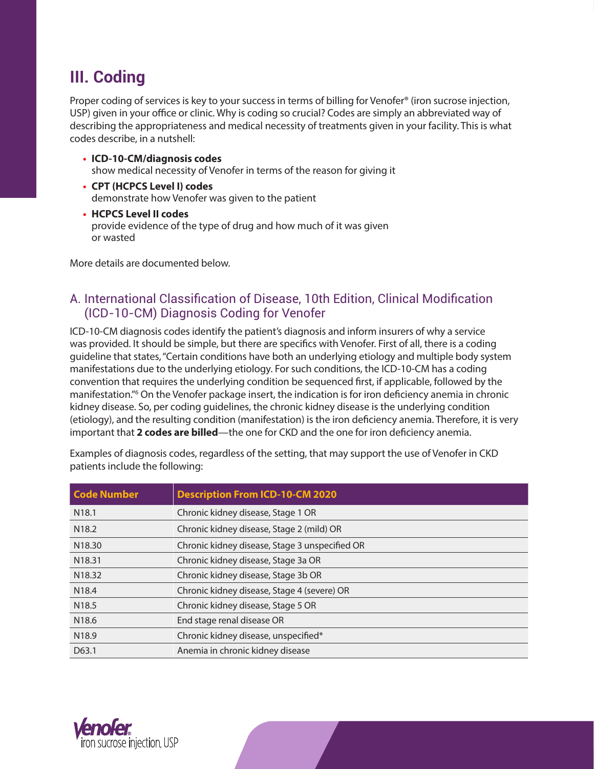# III. Coding

Proper coding of services is key to your success in terms of billing for Venofer® (iron sucrose injection, USP) given in your office or clinic. Why is coding so crucial? Codes are simply an abbreviated way of describing the appropriateness and medical necessity of treatments given in your facility. This is what codes describe, in a nutshell:

- **ICD-10-CM/diagnosis codes**
  show medical necessity of Venofer in terms of the reason for giving it
- **CPT (HCPCS Level I) codes**
  demonstrate how Venofer was given to the patient
- **HCPCS Level II codes**
  provide evidence of the type of drug and how much of it was given or wasted

More details are documented below.

## A. International Classification of Disease, 10th Edition, Clinical Modification (ICD-10-CM) Diagnosis Coding for Venofer

ICD-10-CM diagnosis codes identify the patient's diagnosis and inform insurers of why a service was provided. It should be simple, but there are specifics with Venofer. First of all, there is a coding guideline that states, "Certain conditions have both an underlying etiology and multiple body system manifestations due to the underlying etiology. For such conditions, the ICD-10-CM has a coding convention that requires the underlying condition be sequenced first, if applicable, followed by the manifestation."[6] On the Venofer package insert, the indication is for iron deficiency anemia in chronic kidney disease. So, per coding guidelines, the chronic kidney disease is the underlying condition (etiology), and the resulting condition (manifestation) is the iron deficiency anemia. Therefore, it is very important that **2 codes are billed**—the one for CKD and the one for iron deficiency anemia.

Examples of diagnosis codes, regardless of the setting, that may support the use of Venofer in CKD patients include the following:

| Code Number | Description From ICD-10-CM 2020 |
|---|---|
| N18.1 | Chronic kidney disease, Stage 1 OR |
| N18.2 | Chronic kidney disease, Stage 2 (mild) OR |
| N18.30 | Chronic kidney disease, Stage 3 unspecified OR |
| N18.31 | Chronic kidney disease, Stage 3a OR |
| N18.32 | Chronic kidney disease, Stage 3b OR |
| N18.4 | Chronic kidney disease, Stage 4 (severe) OR |
| N18.5 | Chronic kidney disease, Stage 5 OR |
| N18.6 | End stage renal disease OR |
| N18.9 | Chronic kidney disease, unspecified* |
| D63.1 | Anemia in chronic kidney disease |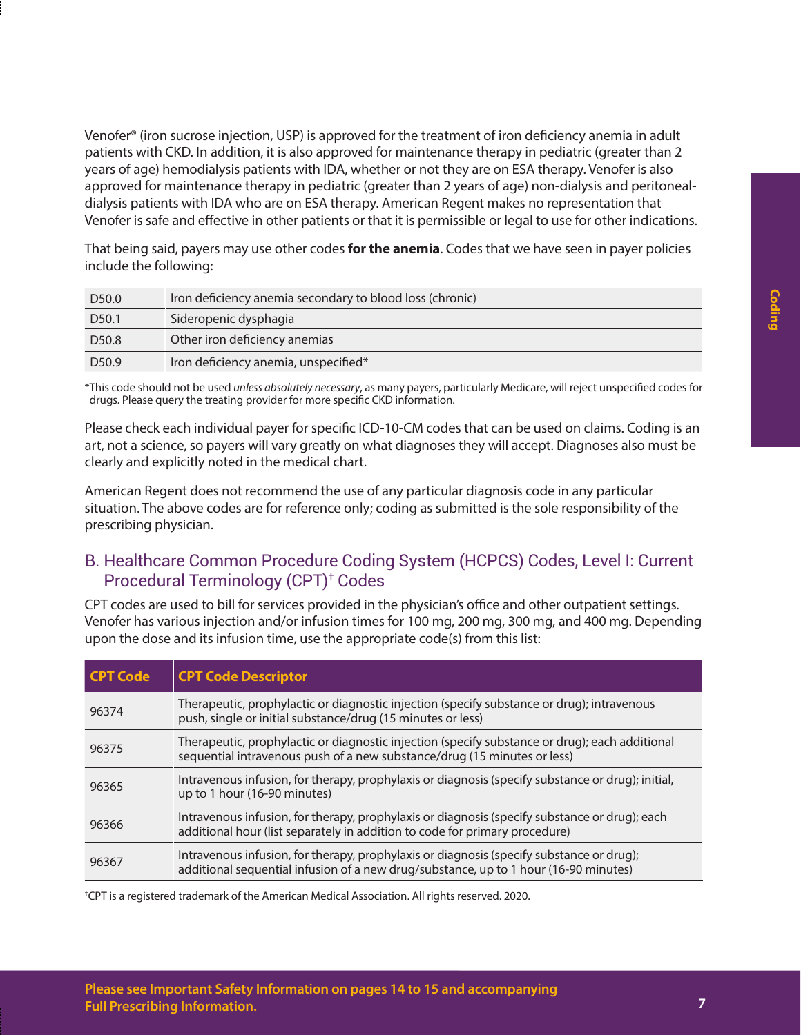Venofer® (iron sucrose injection, USP) is approved for the treatment of iron deficiency anemia in adult patients with CKD. In addition, it is also approved for maintenance therapy in pediatric (greater than 2 years of age) hemodialysis patients with IDA, whether or not they are on ESA therapy. Venofer is also approved for maintenance therapy in pediatric (greater than 2 years of age) non-dialysis and peritoneal-dialysis patients with IDA who are on ESA therapy. American Regent makes no representation that Venofer is safe and effective in other patients or that it is permissible or legal to use for other indications.

That being said, payers may use other codes **for the anemia**. Codes that we have seen in payer policies include the following:

| | |
|---|---|
| D50.0 | Iron deficiency anemia secondary to blood loss (chronic) |
| D50.1 | Sideropenic dysphagia |
| D50.8 | Other iron deficiency anemias |
| D50.9 | Iron deficiency anemia, unspecified* |

*This code should not be used *unless absolutely necessary*, as many payers, particularly Medicare, will reject unspecified codes for drugs. Please query the treating provider for more specific CKD information.

Please check each individual payer for specific ICD-10-CM codes that can be used on claims. Coding is an art, not a science, so payers will vary greatly on what diagnoses they will accept. Diagnoses also must be clearly and explicitly noted in the medical chart.

American Regent does not recommend the use of any particular diagnosis code in any particular situation. The above codes are for reference only; coding as submitted is the sole responsibility of the prescribing physician.

## B. Healthcare Common Procedure Coding System (HCPCS) Codes, Level I: Current Procedural Terminology (CPT)† Codes

CPT codes are used to bill for services provided in the physician's office and other outpatient settings. Venofer has various injection and/or infusion times for 100 mg, 200 mg, 300 mg, and 400 mg. Depending upon the dose and its infusion time, use the appropriate code(s) from this list:

| CPT Code | CPT Code Descriptor |
|---|---|
| 96374 | Therapeutic, prophylactic or diagnostic injection (specify substance or drug); intravenous push, single or initial substance/drug (15 minutes or less) |
| 96375 | Therapeutic, prophylactic or diagnostic injection (specify substance or drug); each additional sequential intravenous push of a new substance/drug (15 minutes or less) |
| 96365 | Intravenous infusion, for therapy, prophylaxis or diagnosis (specify substance or drug); initial, up to 1 hour (16-90 minutes) |
| 96366 | Intravenous infusion, for therapy, prophylaxis or diagnosis (specify substance or drug); each additional hour (list separately in addition to code for primary procedure) |
| 96367 | Intravenous infusion, for therapy, prophylaxis or diagnosis (specify substance or drug); additional sequential infusion of a new drug/substance, up to 1 hour (16-90 minutes) |

†CPT is a registered trademark of the American Medical Association. All rights reserved. 2020.

**Please see Important Safety Information on pages 14 to 15 and accompanying Full Prescribing Information.**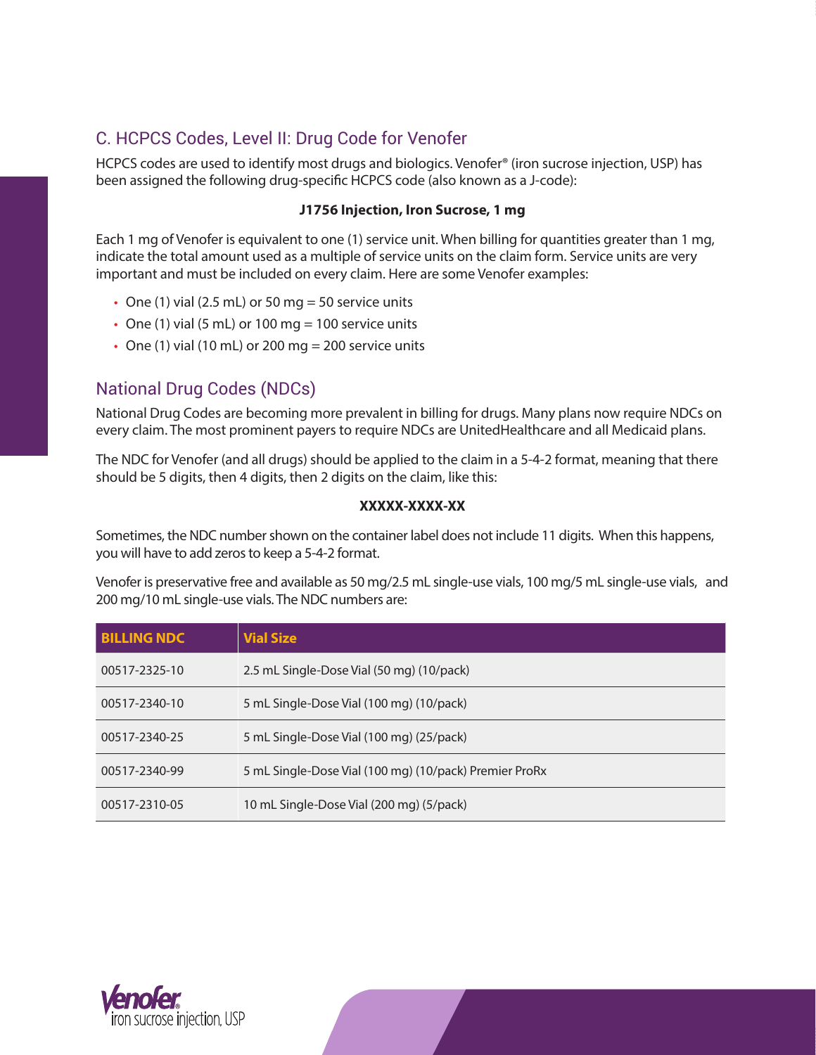## C. HCPCS Codes, Level II: Drug Code for Venofer

HCPCS codes are used to identify most drugs and biologics. Venofer® (iron sucrose injection, USP) has been assigned the following drug-specific HCPCS code (also known as a J-code):

**J1756 Injection, Iron Sucrose, 1 mg**

Each 1 mg of Venofer is equivalent to one (1) service unit. When billing for quantities greater than 1 mg, indicate the total amount used as a multiple of service units on the claim form. Service units are very important and must be included on every claim. Here are some Venofer examples:

- One (1) vial (2.5 mL) or 50 mg = 50 service units
- One (1) vial (5 mL) or 100 mg = 100 service units
- One (1) vial (10 mL) or 200 mg = 200 service units

## National Drug Codes (NDCs)

National Drug Codes are becoming more prevalent in billing for drugs. Many plans now require NDCs on every claim. The most prominent payers to require NDCs are UnitedHealthcare and all Medicaid plans.

The NDC for Venofer (and all drugs) should be applied to the claim in a 5-4-2 format, meaning that there should be 5 digits, then 4 digits, then 2 digits on the claim, like this:

**XXXXX-XXXX-XX**

Sometimes, the NDC number shown on the container label does not include 11 digits. When this happens, you will have to add zeros to keep a 5-4-2 format.

Venofer is preservative free and available as 50 mg/2.5 mL single-use vials, 100 mg/5 mL single-use vials, and 200 mg/10 mL single-use vials. The NDC numbers are:

| BILLING NDC | Vial Size |
|---|---|
| 00517-2325-10 | 2.5 mL Single-Dose Vial (50 mg) (10/pack) |
| 00517-2340-10 | 5 mL Single-Dose Vial (100 mg) (10/pack) |
| 00517-2340-25 | 5 mL Single-Dose Vial (100 mg) (25/pack) |
| 00517-2340-99 | 5 mL Single-Dose Vial (100 mg) (10/pack) Premier ProRx |
| 00517-2310-05 | 10 mL Single-Dose Vial (200 mg) (5/pack) |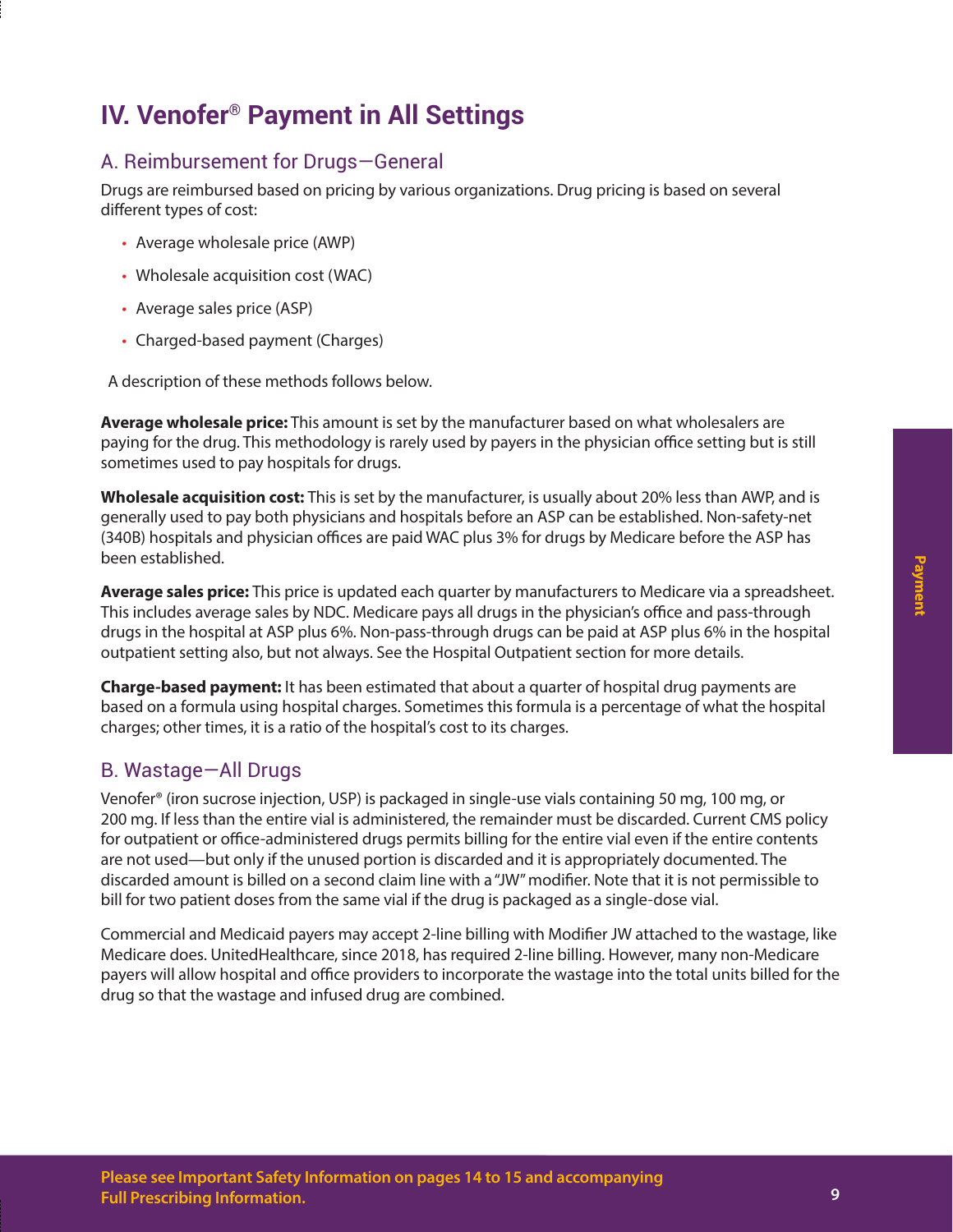# IV. Venofer® Payment in All Settings

## A. Reimbursement for Drugs—General

Drugs are reimbursed based on pricing by various organizations. Drug pricing is based on several different types of cost:

- Average wholesale price (AWP)
- Wholesale acquisition cost (WAC)
- Average sales price (ASP)
- Charged-based payment (Charges)

A description of these methods follows below.

**Average wholesale price:** This amount is set by the manufacturer based on what wholesalers are paying for the drug. This methodology is rarely used by payers in the physician office setting but is still sometimes used to pay hospitals for drugs.

**Wholesale acquisition cost:** This is set by the manufacturer, is usually about 20% less than AWP, and is generally used to pay both physicians and hospitals before an ASP can be established. Non-safety-net (340B) hospitals and physician offices are paid WAC plus 3% for drugs by Medicare before the ASP has been established.

**Average sales price:** This price is updated each quarter by manufacturers to Medicare via a spreadsheet. This includes average sales by NDC. Medicare pays all drugs in the physician's office and pass-through drugs in the hospital at ASP plus 6%. Non-pass-through drugs can be paid at ASP plus 6% in the hospital outpatient setting also, but not always. See the Hospital Outpatient section for more details.

**Charge-based payment:** It has been estimated that about a quarter of hospital drug payments are based on a formula using hospital charges. Sometimes this formula is a percentage of what the hospital charges; other times, it is a ratio of the hospital's cost to its charges.

## B. Wastage—All Drugs

Venofer® (iron sucrose injection, USP) is packaged in single-use vials containing 50 mg, 100 mg, or 200 mg. If less than the entire vial is administered, the remainder must be discarded. Current CMS policy for outpatient or office-administered drugs permits billing for the entire vial even if the entire contents are not used—but only if the unused portion is discarded and it is appropriately documented. The discarded amount is billed on a second claim line with a "JW" modifier. Note that it is not permissible to bill for two patient doses from the same vial if the drug is packaged as a single-dose vial.

Commercial and Medicaid payers may accept 2-line billing with Modifier JW attached to the wastage, like Medicare does. UnitedHealthcare, since 2018, has required 2-line billing. However, many non-Medicare payers will allow hospital and office providers to incorporate the wastage into the total units billed for the drug so that the wastage and infused drug are combined.

**Please see Important Safety Information on pages 14 to 15 and accompanying Full Prescribing Information.**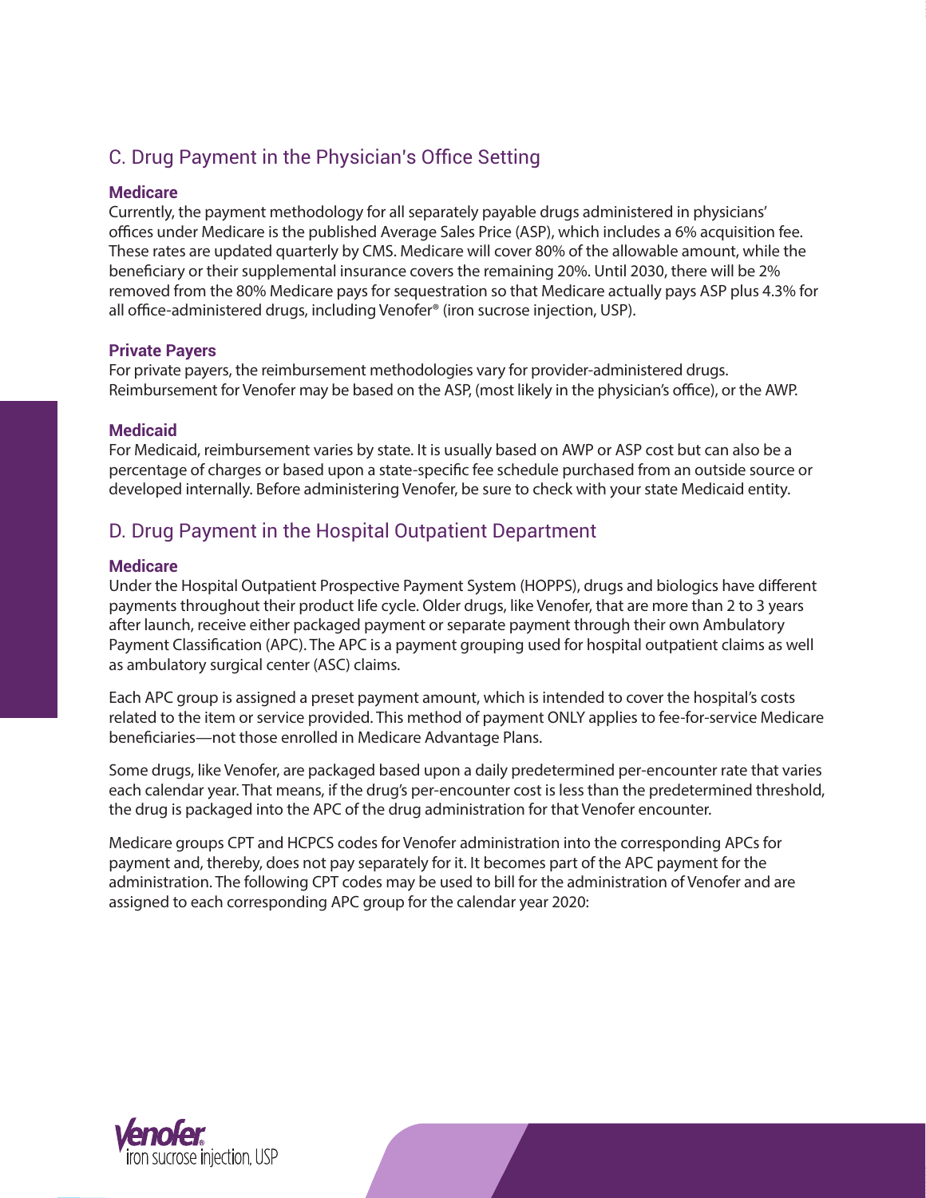## C. Drug Payment in the Physician's Office Setting

### Medicare

Currently, the payment methodology for all separately payable drugs administered in physicians' offices under Medicare is the published Average Sales Price (ASP), which includes a 6% acquisition fee. These rates are updated quarterly by CMS. Medicare will cover 80% of the allowable amount, while the beneficiary or their supplemental insurance covers the remaining 20%. Until 2030, there will be 2% removed from the 80% Medicare pays for sequestration so that Medicare actually pays ASP plus 4.3% for all office-administered drugs, including Venofer® (iron sucrose injection, USP).

### Private Payers

For private payers, the reimbursement methodologies vary for provider-administered drugs. Reimbursement for Venofer may be based on the ASP, (most likely in the physician's office), or the AWP.

### Medicaid

For Medicaid, reimbursement varies by state. It is usually based on AWP or ASP cost but can also be a percentage of charges or based upon a state-specific fee schedule purchased from an outside source or developed internally. Before administering Venofer, be sure to check with your state Medicaid entity.

## D. Drug Payment in the Hospital Outpatient Department

### Medicare

Under the Hospital Outpatient Prospective Payment System (HOPPS), drugs and biologics have different payments throughout their product life cycle. Older drugs, like Venofer, that are more than 2 to 3 years after launch, receive either packaged payment or separate payment through their own Ambulatory Payment Classification (APC). The APC is a payment grouping used for hospital outpatient claims as well as ambulatory surgical center (ASC) claims.

Each APC group is assigned a preset payment amount, which is intended to cover the hospital's costs related to the item or service provided. This method of payment ONLY applies to fee-for-service Medicare beneficiaries—not those enrolled in Medicare Advantage Plans.

Some drugs, like Venofer, are packaged based upon a daily predetermined per-encounter rate that varies each calendar year. That means, if the drug's per-encounter cost is less than the predetermined threshold, the drug is packaged into the APC of the drug administration for that Venofer encounter.

Medicare groups CPT and HCPCS codes for Venofer administration into the corresponding APCs for payment and, thereby, does not pay separately for it. It becomes part of the APC payment for the administration. The following CPT codes may be used to bill for the administration of Venofer and are assigned to each corresponding APC group for the calendar year 2020: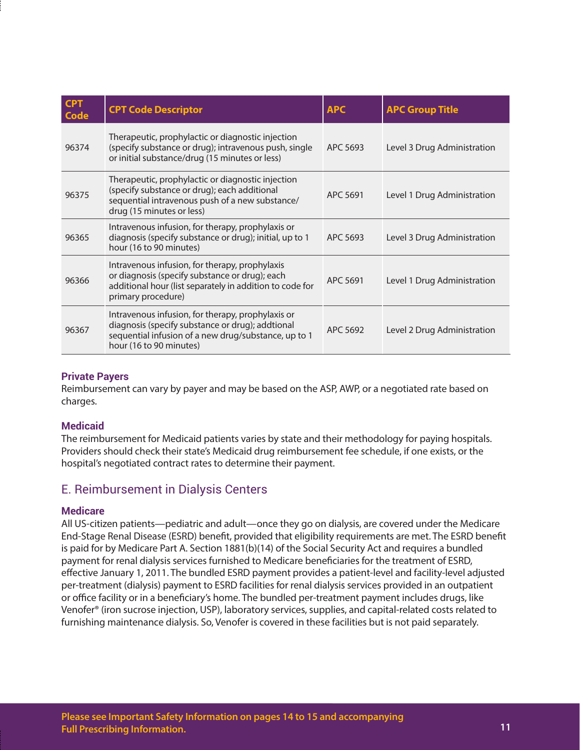| CPT Code | CPT Code Descriptor | APC | APC Group Title |
| --- | --- | --- | --- |
| 96374 | Therapeutic, prophylactic or diagnostic injection (specify substance or drug); intravenous push, single or initial substance/drug (15 minutes or less) | APC 5693 | Level 3 Drug Administration |
| 96375 | Therapeutic, prophylactic or diagnostic injection (specify substance or drug); each additional sequential intravenous push of a new substance/ drug (15 minutes or less) | APC 5691 | Level 1 Drug Administration |
| 96365 | Intravenous infusion, for therapy, prophylaxis or diagnosis (specify substance or drug); initial, up to 1 hour (16 to 90 minutes) | APC 5693 | Level 3 Drug Administration |
| 96366 | Intravenous infusion, for therapy, prophylaxis or diagnosis (specify substance or drug); each additional hour (list separately in addition to code for primary procedure) | APC 5691 | Level 1 Drug Administration |
| 96367 | Intravenous infusion, for therapy, prophylaxis or diagnosis (specify substance or drug); addtional sequential infusion of a new drug/substance, up to 1 hour (16 to 90 minutes) | APC 5692 | Level 2 Drug Administration |

### Private Payers

Reimbursement can vary by payer and may be based on the ASP, AWP, or a negotiated rate based on charges.

### Medicaid

The reimbursement for Medicaid patients varies by state and their methodology for paying hospitals. Providers should check their state's Medicaid drug reimbursement fee schedule, if one exists, or the hospital's negotiated contract rates to determine their payment.

## E. Reimbursement in Dialysis Centers

### Medicare

All US-citizen patients—pediatric and adult—once they go on dialysis, are covered under the Medicare End-Stage Renal Disease (ESRD) benefit, provided that eligibility requirements are met. The ESRD benefit is paid for by Medicare Part A. Section 1881(b)(14) of the Social Security Act and requires a bundled payment for renal dialysis services furnished to Medicare beneficiaries for the treatment of ESRD, effective January 1, 2011. The bundled ESRD payment provides a patient-level and facility-level adjusted per-treatment (dialysis) payment to ESRD facilities for renal dialysis services provided in an outpatient or office facility or in a beneficiary's home. The bundled per-treatment payment includes drugs, like Venofer® (iron sucrose injection, USP), laboratory services, supplies, and capital-related costs related to furnishing maintenance dialysis. So, Venofer is covered in these facilities but is not paid separately.

**Please see Important Safety Information on pages 14 to 15 and accompanying Full Prescribing Information.**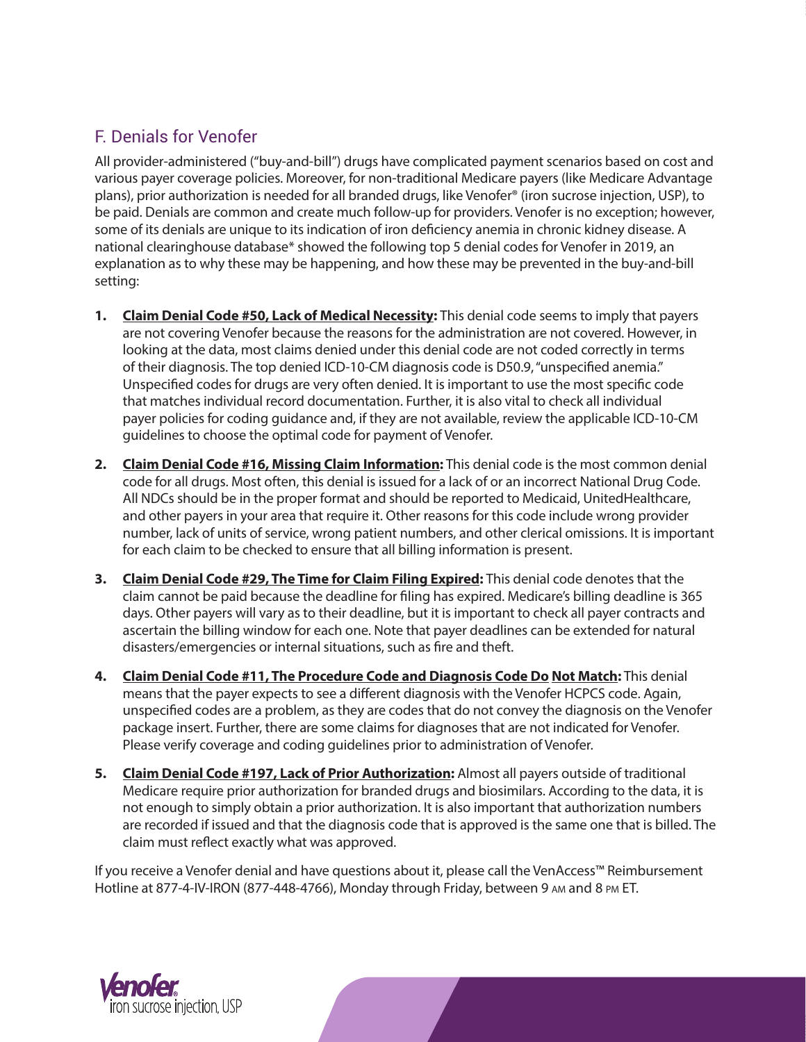## F. Denials for Venofer

All provider-administered ("buy-and-bill") drugs have complicated payment scenarios based on cost and various payer coverage policies. Moreover, for non-traditional Medicare payers (like Medicare Advantage plans), prior authorization is needed for all branded drugs, like Venofer® (iron sucrose injection, USP), to be paid. Denials are common and create much follow-up for providers. Venofer is no exception; however, some of its denials are unique to its indication of iron deficiency anemia in chronic kidney disease. A national clearinghouse database* showed the following top 5 denial codes for Venofer in 2019, an explanation as to why these may be happening, and how these may be prevented in the buy-and-bill setting:

1. **Claim Denial Code #50, Lack of Medical Necessity:** This denial code seems to imply that payers are not covering Venofer because the reasons for the administration are not covered. However, in looking at the data, most claims denied under this denial code are not coded correctly in terms of their diagnosis. The top denied ICD-10-CM diagnosis code is D50.9, "unspecified anemia." Unspecified codes for drugs are very often denied. It is important to use the most specific code that matches individual record documentation. Further, it is also vital to check all individual payer policies for coding guidance and, if they are not available, review the applicable ICD-10-CM guidelines to choose the optimal code for payment of Venofer.

2. **Claim Denial Code #16, Missing Claim Information:** This denial code is the most common denial code for all drugs. Most often, this denial is issued for a lack of or an incorrect National Drug Code. All NDCs should be in the proper format and should be reported to Medicaid, UnitedHealthcare, and other payers in your area that require it. Other reasons for this code include wrong provider number, lack of units of service, wrong patient numbers, and other clerical omissions. It is important for each claim to be checked to ensure that all billing information is present.

3. **Claim Denial Code #29, The Time for Claim Filing Expired:** This denial code denotes that the claim cannot be paid because the deadline for filing has expired. Medicare's billing deadline is 365 days. Other payers will vary as to their deadline, but it is important to check all payer contracts and ascertain the billing window for each one. Note that payer deadlines can be extended for natural disasters/emergencies or internal situations, such as fire and theft.

4. **Claim Denial Code #11, The Procedure Code and Diagnosis Code Do Not Match:** This denial means that the payer expects to see a different diagnosis with the Venofer HCPCS code. Again, unspecified codes are a problem, as they are codes that do not convey the diagnosis on the Venofer package insert. Further, there are some claims for diagnoses that are not indicated for Venofer. Please verify coverage and coding guidelines prior to administration of Venofer.

5. **Claim Denial Code #197, Lack of Prior Authorization:** Almost all payers outside of traditional Medicare require prior authorization for branded drugs and biosimilars. According to the data, it is not enough to simply obtain a prior authorization. It is also important that authorization numbers are recorded if issued and that the diagnosis code that is approved is the same one that is billed. The claim must reflect exactly what was approved.

If you receive a Venofer denial and have questions about it, please call the VenAccess™ Reimbursement Hotline at 877-4-IV-IRON (877-448-4766), Monday through Friday, between 9 AM and 8 PM ET.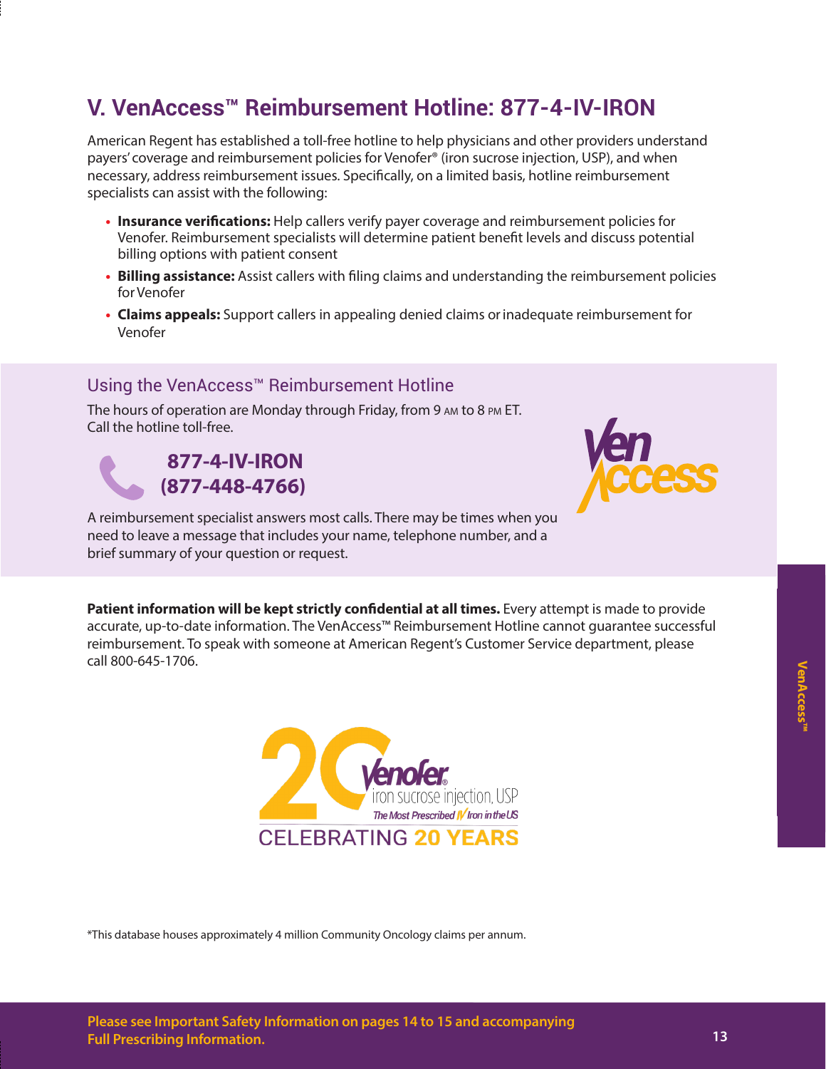## V. VenAccess™ Reimbursement Hotline: 877-4-IV-IRON

American Regent has established a toll-free hotline to help physicians and other providers understand payers' coverage and reimbursement policies for Venofer® (iron sucrose injection, USP), and when necessary, address reimbursement issues. Specifically, on a limited basis, hotline reimbursement specialists can assist with the following:

- **Insurance verifications:** Help callers verify payer coverage and reimbursement policies for Venofer. Reimbursement specialists will determine patient benefit levels and discuss potential billing options with patient consent
- **Billing assistance:** Assist callers with filing claims and understanding the reimbursement policies for Venofer
- **Claims appeals:** Support callers in appealing denied claims or inadequate reimbursement for Venofer

### Using the VenAccess™ Reimbursement Hotline

The hours of operation are Monday through Friday, from 9 AM to 8 PM ET. Call the hotline toll-free.

**877-4-IV-IRON**
**(877-448-4766)**

A reimbursement specialist answers most calls. There may be times when you need to leave a message that includes your name, telephone number, and a brief summary of your question or request.

**Patient information will be kept strictly confidential at all times.** Every attempt is made to provide accurate, up-to-date information. The VenAccess™ Reimbursement Hotline cannot guarantee successful reimbursement. To speak with someone at American Regent's Customer Service department, please call 800-645-1706.

*This database houses approximately 4 million Community Oncology claims per annum.

**Please see Important Safety Information on pages 14 to 15 and accompanying Full Prescribing Information.**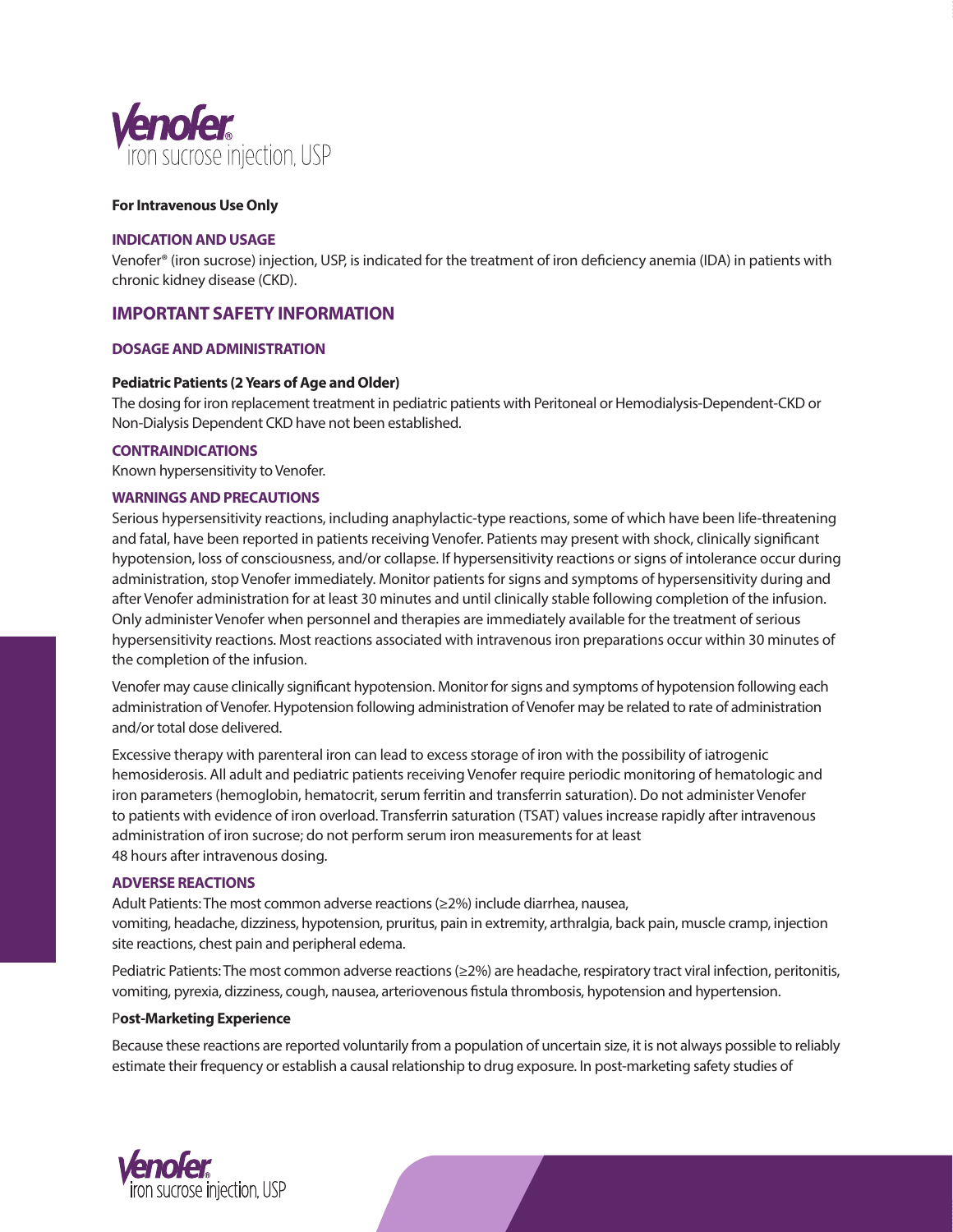**Venofer®**
iron sucrose injection, USP

**For Intravenous Use Only**

## INDICATION AND USAGE

Venofer® (iron sucrose) injection, USP, is indicated for the treatment of iron deficiency anemia (IDA) in patients with chronic kidney disease (CKD).

# IMPORTANT SAFETY INFORMATION

## DOSAGE AND ADMINISTRATION

**Pediatric Patients (2 Years of Age and Older)**

The dosing for iron replacement treatment in pediatric patients with Peritoneal or Hemodialysis-Dependent-CKD or Non-Dialysis Dependent CKD have not been established.

## CONTRAINDICATIONS

Known hypersensitivity to Venofer.

## WARNINGS AND PRECAUTIONS

Serious hypersensitivity reactions, including anaphylactic-type reactions, some of which have been life-threatening and fatal, have been reported in patients receiving Venofer. Patients may present with shock, clinically significant hypotension, loss of consciousness, and/or collapse. If hypersensitivity reactions or signs of intolerance occur during administration, stop Venofer immediately. Monitor patients for signs and symptoms of hypersensitivity during and after Venofer administration for at least 30 minutes and until clinically stable following completion of the infusion. Only administer Venofer when personnel and therapies are immediately available for the treatment of serious hypersensitivity reactions. Most reactions associated with intravenous iron preparations occur within 30 minutes of the completion of the infusion.

Venofer may cause clinically significant hypotension. Monitor for signs and symptoms of hypotension following each administration of Venofer. Hypotension following administration of Venofer may be related to rate of administration and/or total dose delivered.

Excessive therapy with parenteral iron can lead to excess storage of iron with the possibility of iatrogenic hemosiderosis. All adult and pediatric patients receiving Venofer require periodic monitoring of hematologic and iron parameters (hemoglobin, hematocrit, serum ferritin and transferrin saturation). Do not administer Venofer to patients with evidence of iron overload. Transferrin saturation (TSAT) values increase rapidly after intravenous administration of iron sucrose; do not perform serum iron measurements for at least 48 hours after intravenous dosing.

## ADVERSE REACTIONS

Adult Patients: The most common adverse reactions (≥2%) include diarrhea, nausea, vomiting, headache, dizziness, hypotension, pruritus, pain in extremity, arthralgia, back pain, muscle cramp, injection site reactions, chest pain and peripheral edema.

Pediatric Patients: The most common adverse reactions (≥2%) are headache, respiratory tract viral infection, peritonitis, vomiting, pyrexia, dizziness, cough, nausea, arteriovenous fistula thrombosis, hypotension and hypertension.

**Post-Marketing Experience**

Because these reactions are reported voluntarily from a population of uncertain size, it is not always possible to reliably estimate their frequency or establish a causal relationship to drug exposure. In post-marketing safety studies of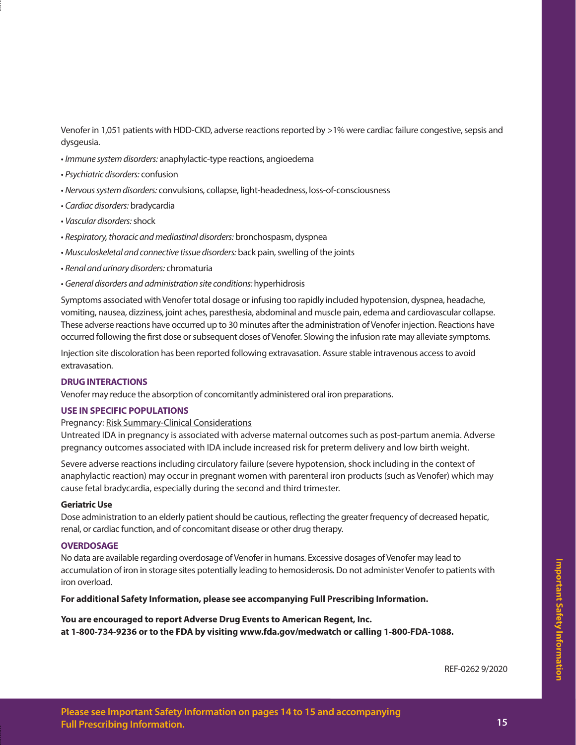Venofer in 1,051 patients with HDD-CKD, adverse reactions reported by >1% were cardiac failure congestive, sepsis and dysgeusia.

- *Immune system disorders:* anaphylactic-type reactions, angioedema
- *Psychiatric disorders:* confusion
- *Nervous system disorders:* convulsions, collapse, light-headedness, loss-of-consciousness
- *Cardiac disorders:* bradycardia
- *Vascular disorders:* shock
- *Respiratory, thoracic and mediastinal disorders:* bronchospasm, dyspnea
- *Musculoskeletal and connective tissue disorders:* back pain, swelling of the joints
- *Renal and urinary disorders:* chromaturia
- *General disorders and administration site conditions:* hyperhidrosis

Symptoms associated with Venofer total dosage or infusing too rapidly included hypotension, dyspnea, headache, vomiting, nausea, dizziness, joint aches, paresthesia, abdominal and muscle pain, edema and cardiovascular collapse. These adverse reactions have occurred up to 30 minutes after the administration of Venofer injection. Reactions have occurred following the first dose or subsequent doses of Venofer. Slowing the infusion rate may alleviate symptoms.

Injection site discoloration has been reported following extravasation. Assure stable intravenous access to avoid extravasation.

**DRUG INTERACTIONS**

Venofer may reduce the absorption of concomitantly administered oral iron preparations.

**USE IN SPECIFIC POPULATIONS**

Pregnancy: Risk Summary-Clinical Considerations

Untreated IDA in pregnancy is associated with adverse maternal outcomes such as post-partum anemia. Adverse pregnancy outcomes associated with IDA include increased risk for preterm delivery and low birth weight.

Severe adverse reactions including circulatory failure (severe hypotension, shock including in the context of anaphylactic reaction) may occur in pregnant women with parenteral iron products (such as Venofer) which may cause fetal bradycardia, especially during the second and third trimester.

**Geriatric Use**

Dose administration to an elderly patient should be cautious, reflecting the greater frequency of decreased hepatic, renal, or cardiac function, and of concomitant disease or other drug therapy.

**OVERDOSAGE**

No data are available regarding overdosage of Venofer in humans. Excessive dosages of Venofer may lead to accumulation of iron in storage sites potentially leading to hemosiderosis. Do not administer Venofer to patients with iron overload.

**For additional Safety Information, please see accompanying Full Prescribing Information.**

**You are encouraged to report Adverse Drug Events to American Regent, Inc. at 1-800-734-9236 or to the FDA by visiting www.fda.gov/medwatch or calling 1-800-FDA-1088.**

REF-0262 9/2020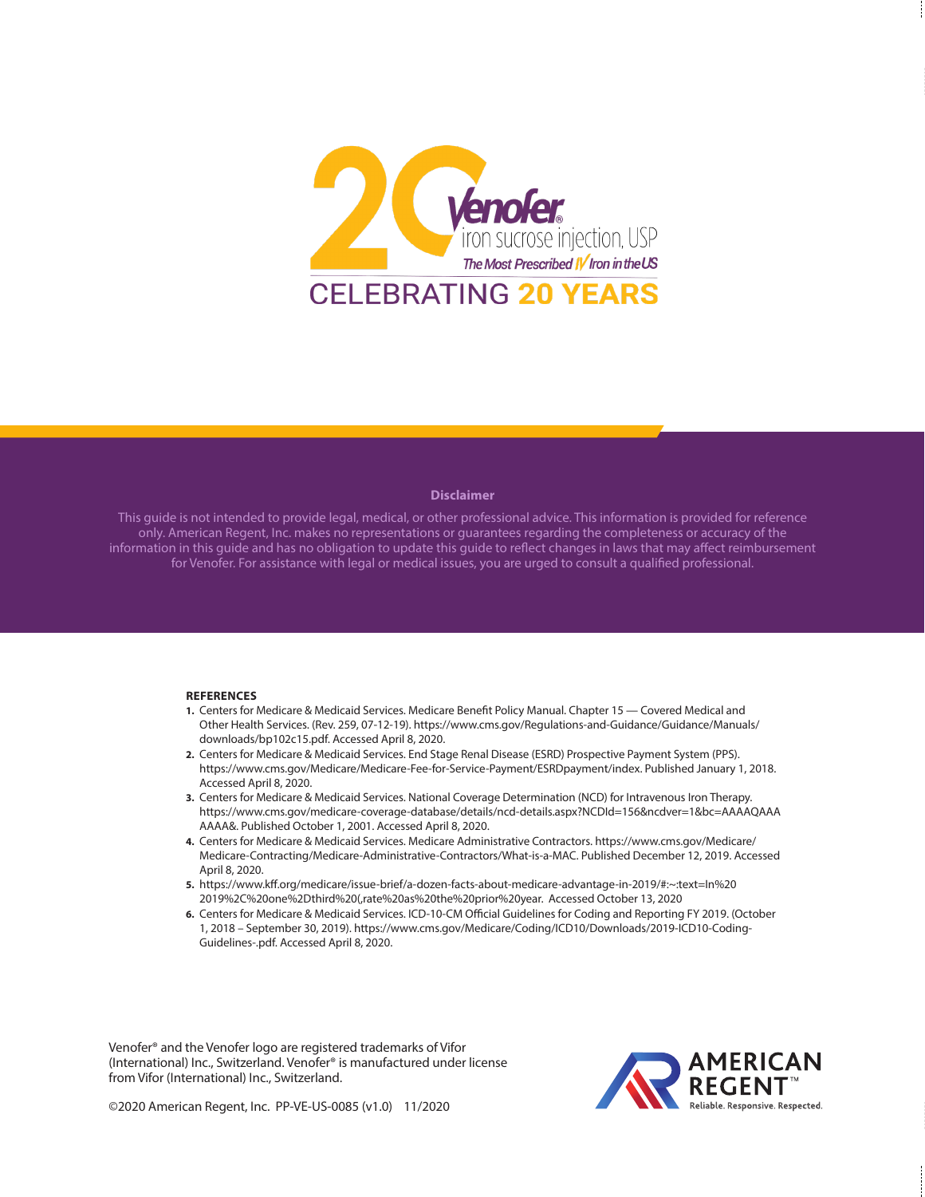20 Venofer® iron sucrose injection, USP

*The Most Prescribed IV Iron in the US*

CELEBRATING **20 YEARS**

**Disclaimer**

This guide is not intended to provide legal, medical, or other professional advice. This information is provided for reference only. American Regent, Inc. makes no representations or guarantees regarding the completeness or accuracy of the information in this guide and has no obligation to update this guide to reflect changes in laws that may affect reimbursement for Venofer. For assistance with legal or medical issues, you are urged to consult a qualified professional.

**REFERENCES**

1. Centers for Medicare & Medicaid Services. Medicare Benefit Policy Manual. Chapter 15 — Covered Medical and Other Health Services. (Rev. 259, 07-12-19). https://www.cms.gov/Regulations-and-Guidance/Guidance/Manuals/downloads/bp102c15.pdf. Accessed April 8, 2020.
2. Centers for Medicare & Medicaid Services. End Stage Renal Disease (ESRD) Prospective Payment System (PPS). https://www.cms.gov/Medicare/Medicare-Fee-for-Service-Payment/ESRDpayment/index. Published January 1, 2018. Accessed April 8, 2020.
3. Centers for Medicare & Medicaid Services. National Coverage Determination (NCD) for Intravenous Iron Therapy. https://www.cms.gov/medicare-coverage-database/details/ncd-details.aspx?NCDId=156&ncdver=1&bc=AAAAQAAAAAAA&. Published October 1, 2001. Accessed April 8, 2020.
4. Centers for Medicare & Medicaid Services. Medicare Administrative Contractors. https://www.cms.gov/Medicare/Medicare-Contracting/Medicare-Administrative-Contractors/What-is-a-MAC. Published December 12, 2019. Accessed April 8, 2020.
5. https://www.kff.org/medicare/issue-brief/a-dozen-facts-about-medicare-advantage-in-2019/#:~:text=In%202019%2C%20one%2Dthird%20(,rate%20as%20the%20prior%20year. Accessed October 13, 2020
6. Centers for Medicare & Medicaid Services. ICD-10-CM Official Guidelines for Coding and Reporting FY 2019. (October 1, 2018 – September 30, 2019). https://www.cms.gov/Medicare/Coding/ICD10/Downloads/2019-ICD10-Coding-Guidelines-.pdf. Accessed April 8, 2020.

Venofer® and the Venofer logo are registered trademarks of Vifor (International) Inc., Switzerland. Venofer® is manufactured under license from Vifor (International) Inc., Switzerland.

©2020 American Regent, Inc. PP-VE-US-0085 (v1.0) 11/2020

AMERICAN REGENT™

Reliable. Responsive. Respected.